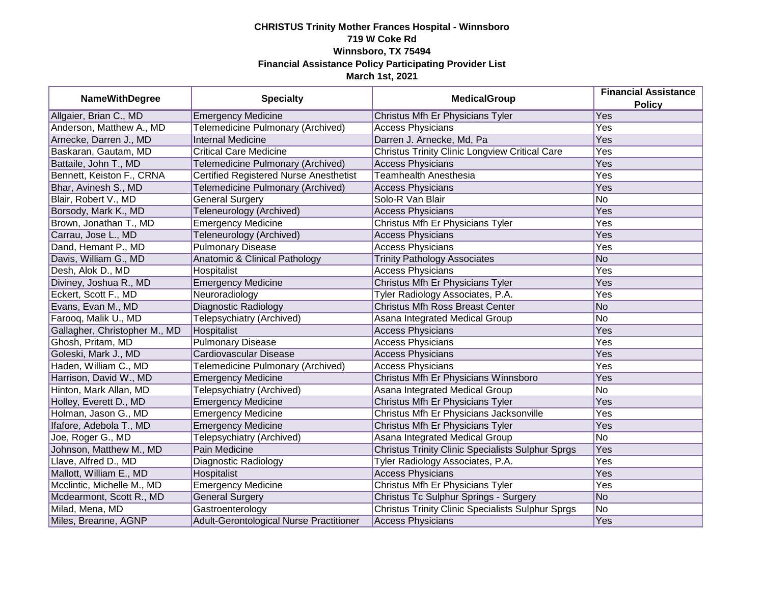**CHRISTUS Trinity Mother Frances Hospital - Winnsboro**
**719 W Coke Rd**
**Winnsboro, TX 75494**
**Financial Assistance Policy Participating Provider List**
**March 1st, 2021**

| NameWithDegree | Specialty | MedicalGroup | Financial Assistance Policy |
|---|---|---|---|
| Allgaier, Brian C., MD | Emergency Medicine | Christus Mfh Er Physicians Tyler | Yes |
| Anderson, Matthew A., MD | Telemedicine Pulmonary (Archived) | Access Physicians | Yes |
| Arnecke, Darren J., MD | Internal Medicine | Darren J. Arnecke, Md, Pa | Yes |
| Baskaran, Gautam, MD | Critical Care Medicine | Christus Trinity Clinic Longview Critical Care | Yes |
| Battaile, John T., MD | Telemedicine Pulmonary (Archived) | Access Physicians | Yes |
| Bennett, Keiston F., CRNA | Certified Registered Nurse Anesthetist | Teamhealth Anesthesia | Yes |
| Bhar, Avinesh S., MD | Telemedicine Pulmonary (Archived) | Access Physicians | Yes |
| Blair, Robert V., MD | General Surgery | Solo-R Van Blair | No |
| Borsody, Mark K., MD | Teleneurology (Archived) | Access Physicians | Yes |
| Brown, Jonathan T., MD | Emergency Medicine | Christus Mfh Er Physicians Tyler | Yes |
| Carrau, Jose L., MD | Teleneurology (Archived) | Access Physicians | Yes |
| Dand, Hemant P., MD | Pulmonary Disease | Access Physicians | Yes |
| Davis, William G., MD | Anatomic & Clinical Pathology | Trinity Pathology Associates | No |
| Desh, Alok D., MD | Hospitalist | Access Physicians | Yes |
| Diviney, Joshua R., MD | Emergency Medicine | Christus Mfh Er Physicians Tyler | Yes |
| Eckert, Scott F., MD | Neuroradiology | Tyler Radiology Associates, P.A. | Yes |
| Evans, Evan M., MD | Diagnostic Radiology | Christus Mfh Ross Breast Center | No |
| Farooq, Malik U., MD | Telepsychiatry (Archived) | Asana Integrated Medical Group | No |
| Gallagher, Christopher M., MD | Hospitalist | Access Physicians | Yes |
| Ghosh, Pritam, MD | Pulmonary Disease | Access Physicians | Yes |
| Goleski, Mark J., MD | Cardiovascular Disease | Access Physicians | Yes |
| Haden, William C., MD | Telemedicine Pulmonary (Archived) | Access Physicians | Yes |
| Harrison, David W., MD | Emergency Medicine | Christus Mfh Er Physicians Winnsboro | Yes |
| Hinton, Mark Allan, MD | Telepsychiatry (Archived) | Asana Integrated Medical Group | No |
| Holley, Everett D., MD | Emergency Medicine | Christus Mfh Er Physicians Tyler | Yes |
| Holman, Jason G., MD | Emergency Medicine | Christus Mfh Er Physicians Jacksonville | Yes |
| Ifafore, Adebola T., MD | Emergency Medicine | Christus Mfh Er Physicians Tyler | Yes |
| Joe, Roger G., MD | Telepsychiatry (Archived) | Asana Integrated Medical Group | No |
| Johnson, Matthew M., MD | Pain Medicine | Christus Trinity Clinic Specialists Sulphur Sprgs | Yes |
| Llave, Alfred D., MD | Diagnostic Radiology | Tyler Radiology Associates, P.A. | Yes |
| Mallott, William E., MD | Hospitalist | Access Physicians | Yes |
| Mcclintic, Michelle M., MD | Emergency Medicine | Christus Mfh Er Physicians Tyler | Yes |
| Mcdearmont, Scott R., MD | General Surgery | Christus Tc Sulphur Springs - Surgery | No |
| Milad, Mena, MD | Gastroenterology | Christus Trinity Clinic Specialists Sulphur Sprgs | No |
| Miles, Breanne, AGNP | Adult-Gerontological Nurse Practitioner | Access Physicians | Yes |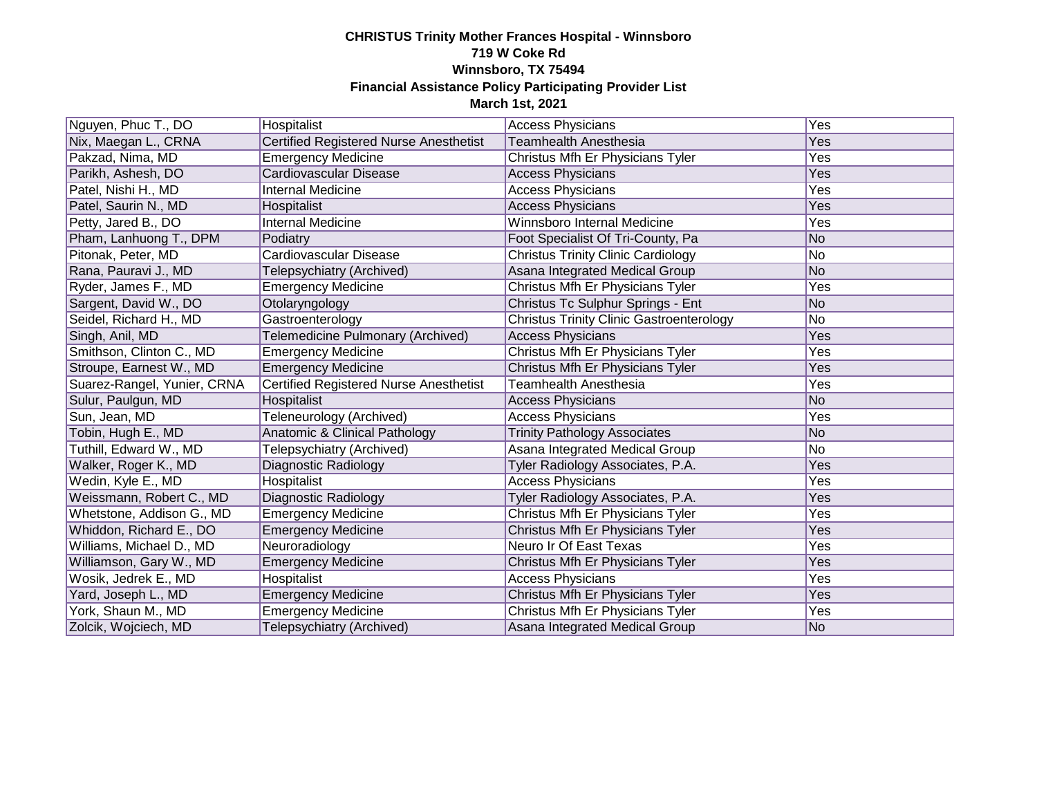**CHRISTUS Trinity Mother Frances Hospital - Winnsboro**
**719 W Coke Rd**
**Winnsboro, TX 75494**
**Financial Assistance Policy Participating Provider List**
**March 1st, 2021**

| | | | |
|---|---|---|---|
| Nguyen, Phuc T., DO | Hospitalist | Access Physicians | Yes |
| Nix, Maegan L., CRNA | Certified Registered Nurse Anesthetist | Teamhealth Anesthesia | Yes |
| Pakzad, Nima, MD | Emergency Medicine | Christus Mfh Er Physicians Tyler | Yes |
| Parikh, Ashesh, DO | Cardiovascular Disease | Access Physicians | Yes |
| Patel, Nishi H., MD | Internal Medicine | Access Physicians | Yes |
| Patel, Saurin N., MD | Hospitalist | Access Physicians | Yes |
| Petty, Jared B., DO | Internal Medicine | Winnsboro Internal Medicine | Yes |
| Pham, Lanhuong T., DPM | Podiatry | Foot Specialist Of Tri-County, Pa | No |
| Pitonak, Peter, MD | Cardiovascular Disease | Christus Trinity Clinic Cardiology | No |
| Rana, Pauravi J., MD | Telepsychiatry (Archived) | Asana Integrated Medical Group | No |
| Ryder, James F., MD | Emergency Medicine | Christus Mfh Er Physicians Tyler | Yes |
| Sargent, David W., DO | Otolaryngology | Christus Tc Sulphur Springs - Ent | No |
| Seidel, Richard H., MD | Gastroenterology | Christus Trinity Clinic Gastroenterology | No |
| Singh, Anil, MD | Telemedicine Pulmonary (Archived) | Access Physicians | Yes |
| Smithson, Clinton C., MD | Emergency Medicine | Christus Mfh Er Physicians Tyler | Yes |
| Stroupe, Earnest W., MD | Emergency Medicine | Christus Mfh Er Physicians Tyler | Yes |
| Suarez-Rangel, Yunier, CRNA | Certified Registered Nurse Anesthetist | Teamhealth Anesthesia | Yes |
| Sulur, Paulgun, MD | Hospitalist | Access Physicians | No |
| Sun, Jean, MD | Teleneurology (Archived) | Access Physicians | Yes |
| Tobin, Hugh E., MD | Anatomic & Clinical Pathology | Trinity Pathology Associates | No |
| Tuthill, Edward W., MD | Telepsychiatry (Archived) | Asana Integrated Medical Group | No |
| Walker, Roger K., MD | Diagnostic Radiology | Tyler Radiology Associates, P.A. | Yes |
| Wedin, Kyle E., MD | Hospitalist | Access Physicians | Yes |
| Weissmann, Robert C., MD | Diagnostic Radiology | Tyler Radiology Associates, P.A. | Yes |
| Whetstone, Addison G., MD | Emergency Medicine | Christus Mfh Er Physicians Tyler | Yes |
| Whiddon, Richard E., DO | Emergency Medicine | Christus Mfh Er Physicians Tyler | Yes |
| Williams, Michael D., MD | Neuroradiology | Neuro Ir Of East Texas | Yes |
| Williamson, Gary W., MD | Emergency Medicine | Christus Mfh Er Physicians Tyler | Yes |
| Wosik, Jedrek E., MD | Hospitalist | Access Physicians | Yes |
| Yard, Joseph L., MD | Emergency Medicine | Christus Mfh Er Physicians Tyler | Yes |
| York, Shaun M., MD | Emergency Medicine | Christus Mfh Er Physicians Tyler | Yes |
| Zolcik, Wojciech, MD | Telepsychiatry (Archived) | Asana Integrated Medical Group | No |